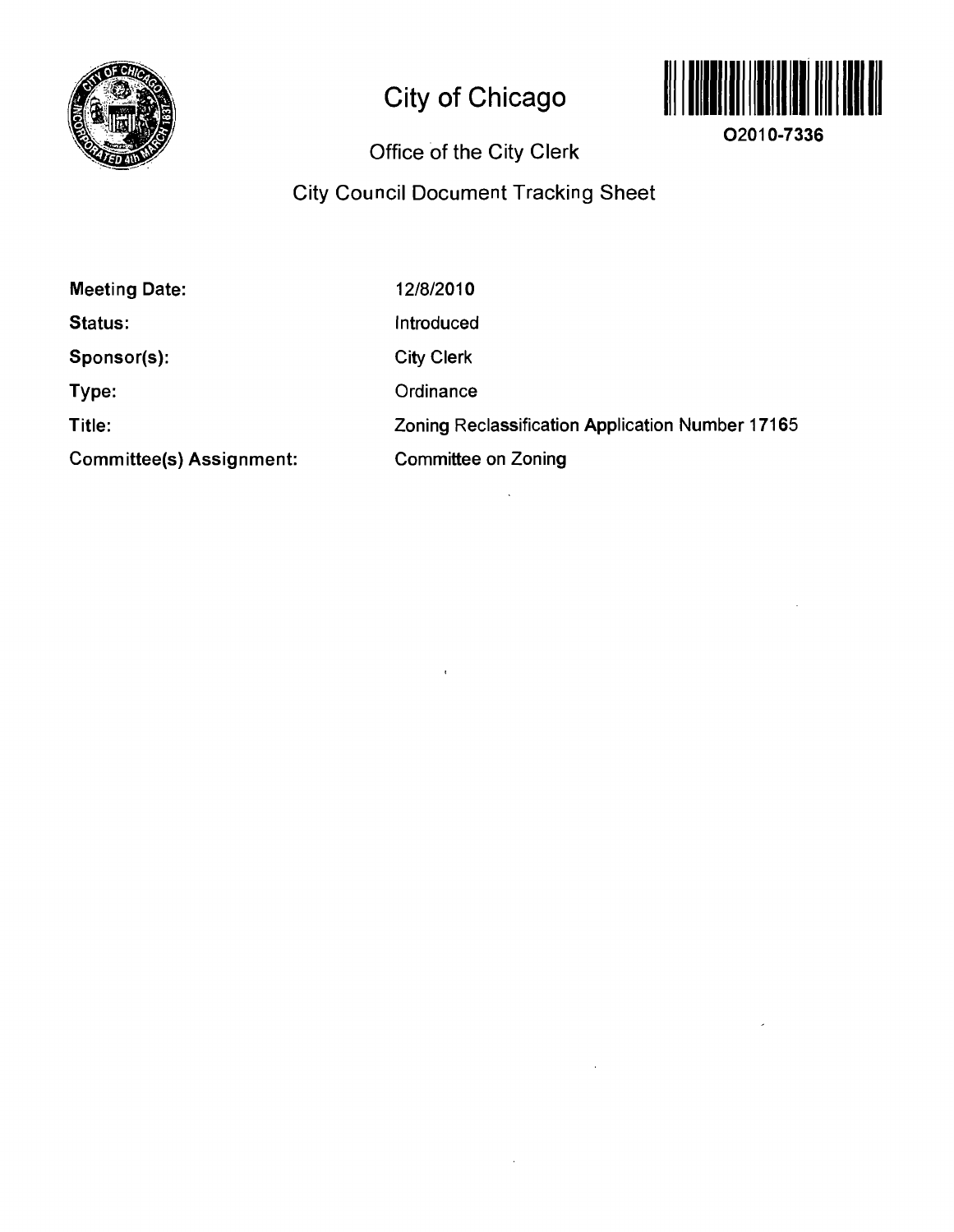# City of Chicago

O2010-7336

## Office of the City Clerk

## City Council Document Tracking Sheet

| | |
|---|---|
| **Meeting Date:** | 12/8/2010 |
| **Status:** | Introduced |
| **Sponsor(s):** | City Clerk |
| **Type:** | Ordinance |
| **Title:** | Zoning Reclassification Application Number 17165 |
| **Committee(s) Assignment:** | Committee on Zoning |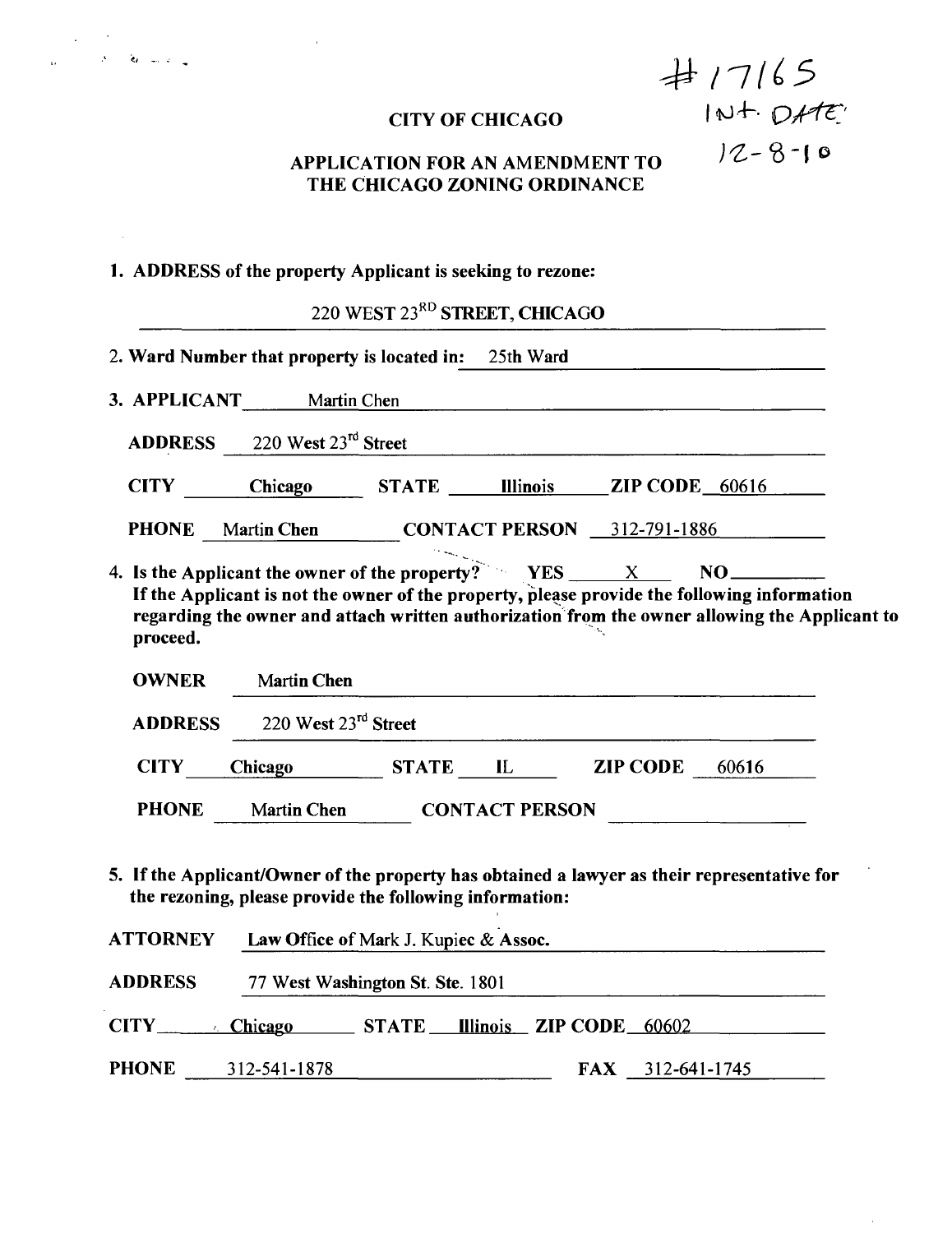#17165
INT. DATE:
12-8-10

## CITY OF CHICAGO

## APPLICATION FOR AN AMENDMENT TO THE CHICAGO ZONING ORDINANCE

**1. ADDRESS of the property Applicant is seeking to rezone:**

220 WEST 23[RD] STREET, CHICAGO

2. **Ward Number that property is located in:** 25th Ward

**3. APPLICANT** Martin Chen

**ADDRESS** 220 West 23[rd] Street

**CITY** Chicago **STATE** Illinois **ZIP CODE** 60616

**PHONE** Martin Chen **CONTACT PERSON** 312-791-1886

**4. Is the Applicant the owner of the property? YES** X **NO**
**If the Applicant is not the owner of the property, please provide the following information regarding the owner and attach written authorization from the owner allowing the Applicant to proceed.**

**OWNER** Martin Chen

**ADDRESS** 220 West 23[rd] Street

**CITY** Chicago **STATE** IL **ZIP CODE** 60616

**PHONE** Martin Chen **CONTACT PERSON**

**5. If the Applicant/Owner of the property has obtained a lawyer as their representative for the rezoning, please provide the following information:**

**ATTORNEY** Law Office of Mark J. Kupiec & Assoc.

**ADDRESS** 77 West Washington St. Ste. 1801

**CITY** Chicago **STATE** Illinois **ZIP CODE** 60602

**PHONE** 312-541-1878 **FAX** 312-641-1745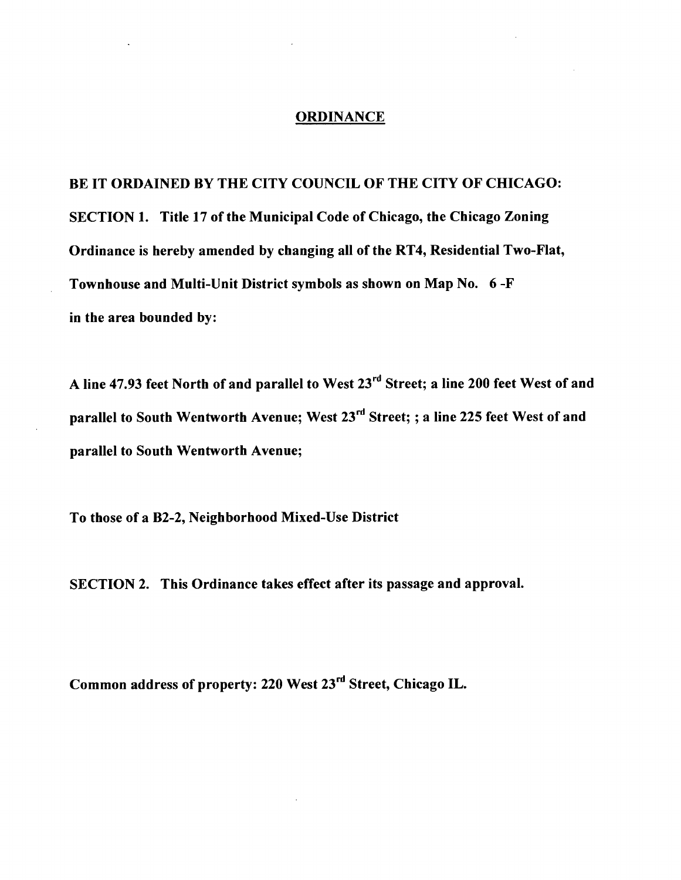# ORDINANCE

**BE IT ORDAINED BY THE CITY COUNCIL OF THE CITY OF CHICAGO:**

**SECTION 1. Title 17 of the Municipal Code of Chicago, the Chicago Zoning Ordinance is hereby amended by changing all of the RT4, Residential Two-Flat, Townhouse and Multi-Unit District symbols as shown on Map No. 6 -F in the area bounded by:**

**A line 47.93 feet North of and parallel to West 23rd Street; a line 200 feet West of and parallel to South Wentworth Avenue; West 23rd Street; ; a line 225 feet West of and parallel to South Wentworth Avenue;**

**To those of a B2-2, Neighborhood Mixed-Use District**

**SECTION 2. This Ordinance takes effect after its passage and approval.**

**Common address of property: 220 West 23rd Street, Chicago IL.**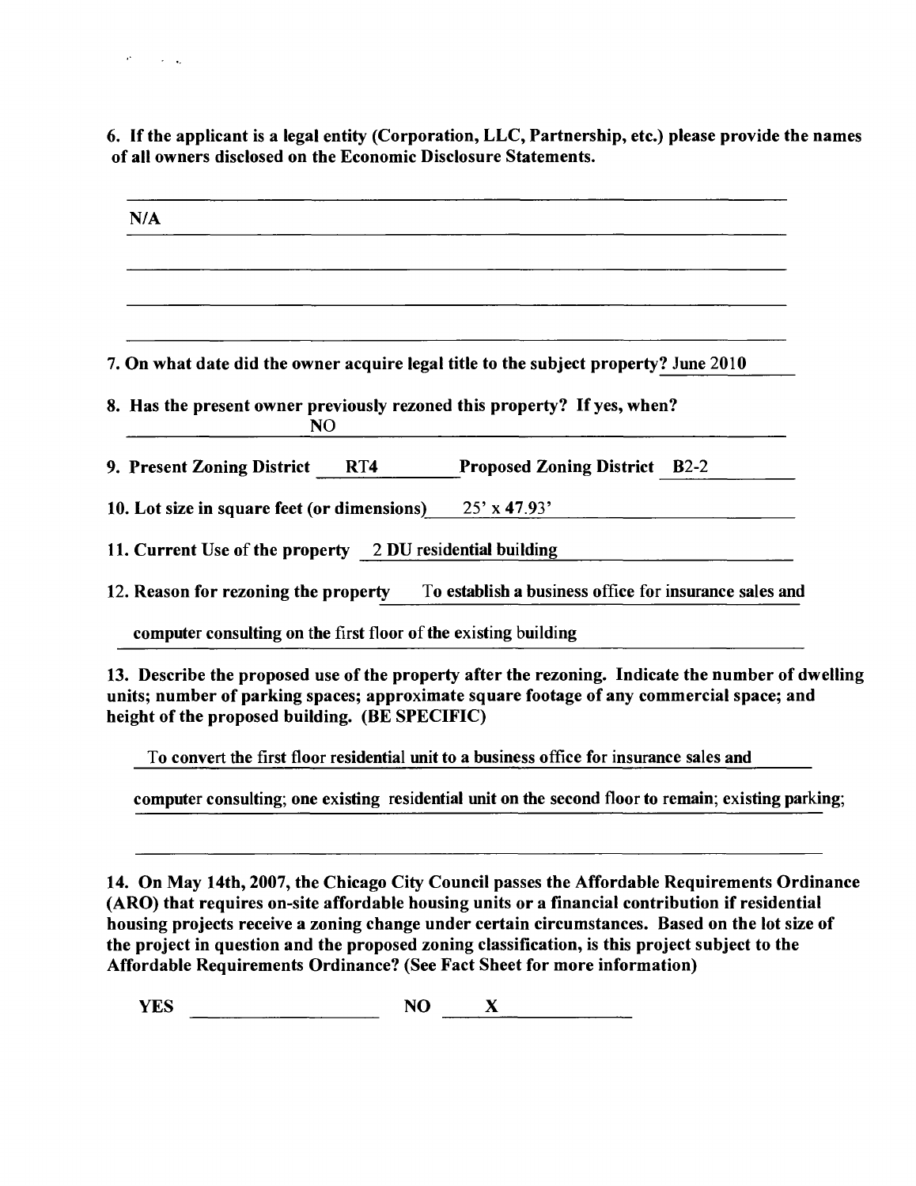**6. If the applicant is a legal entity (Corporation, LLC, Partnership, etc.) please provide the names of all owners disclosed on the Economic Disclosure Statements.**

N/A

**7. On what date did the owner acquire legal title to the subject property?** June 2010

**8. Has the present owner previously rezoned this property? If yes, when?**

NO

**9. Present Zoning District** RT4 **Proposed Zoning District** B2-2

**10. Lot size in square feet (or dimensions)** 25' x 47.93'

**11. Current Use of the property** 2 DU residential building

**12. Reason for rezoning the property** To establish a business office for insurance sales and computer consulting on the first floor of the existing building

**13. Describe the proposed use of the property after the rezoning. Indicate the number of dwelling units; number of parking spaces; approximate square footage of any commercial space; and height of the proposed building. (BE SPECIFIC)**

To convert the first floor residential unit to a business office for insurance sales and computer consulting; one existing residential unit on the second floor to remain; existing parking;

**14. On May 14th, 2007, the Chicago City Council passes the Affordable Requirements Ordinance (ARO) that requires on-site affordable housing units or a financial contribution if residential housing projects receive a zoning change under certain circumstances. Based on the lot size of the project in question and the proposed zoning classification, is this project subject to the Affordable Requirements Ordinance? (See Fact Sheet for more information)**

**YES** ______ **NO** X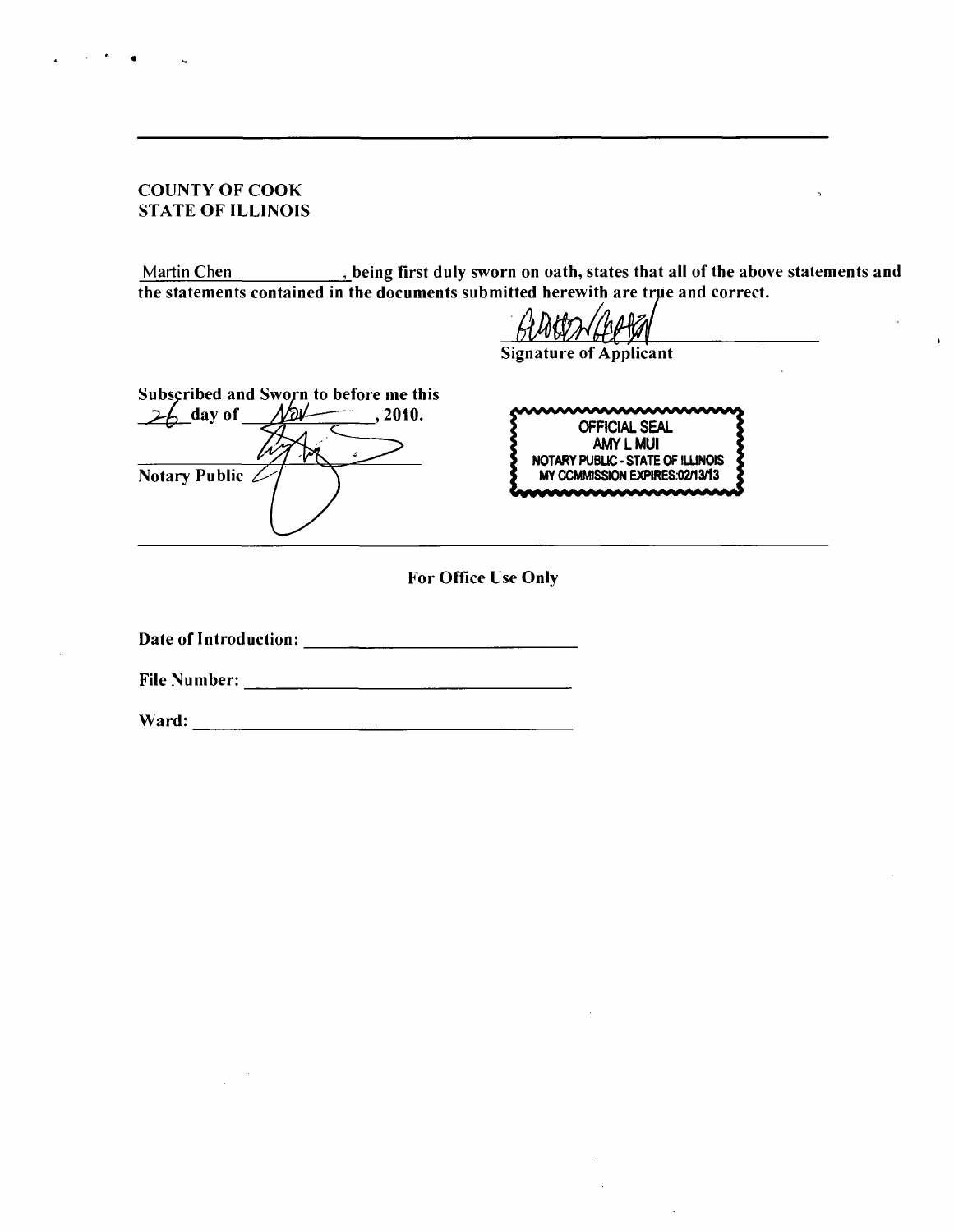---

COUNTY OF COOK
STATE OF ILLINOIS

Martin Chen, being first duly sworn on oath, states that all of the above statements and the statements contained in the documents submitted herewith are true and correct.

Signature of Applicant

Subscribed and Sworn to before me this 26 day of Nov, 2010.

Notary Public

OFFICIAL SEAL
AMY L MUI
NOTARY PUBLIC - STATE OF ILLINOIS
MY COMMISSION EXPIRES:02/13/13

---

**For Office Use Only**

**Date of Introduction:** ______________________

**File Number:** ______________________

**Ward:** ______________________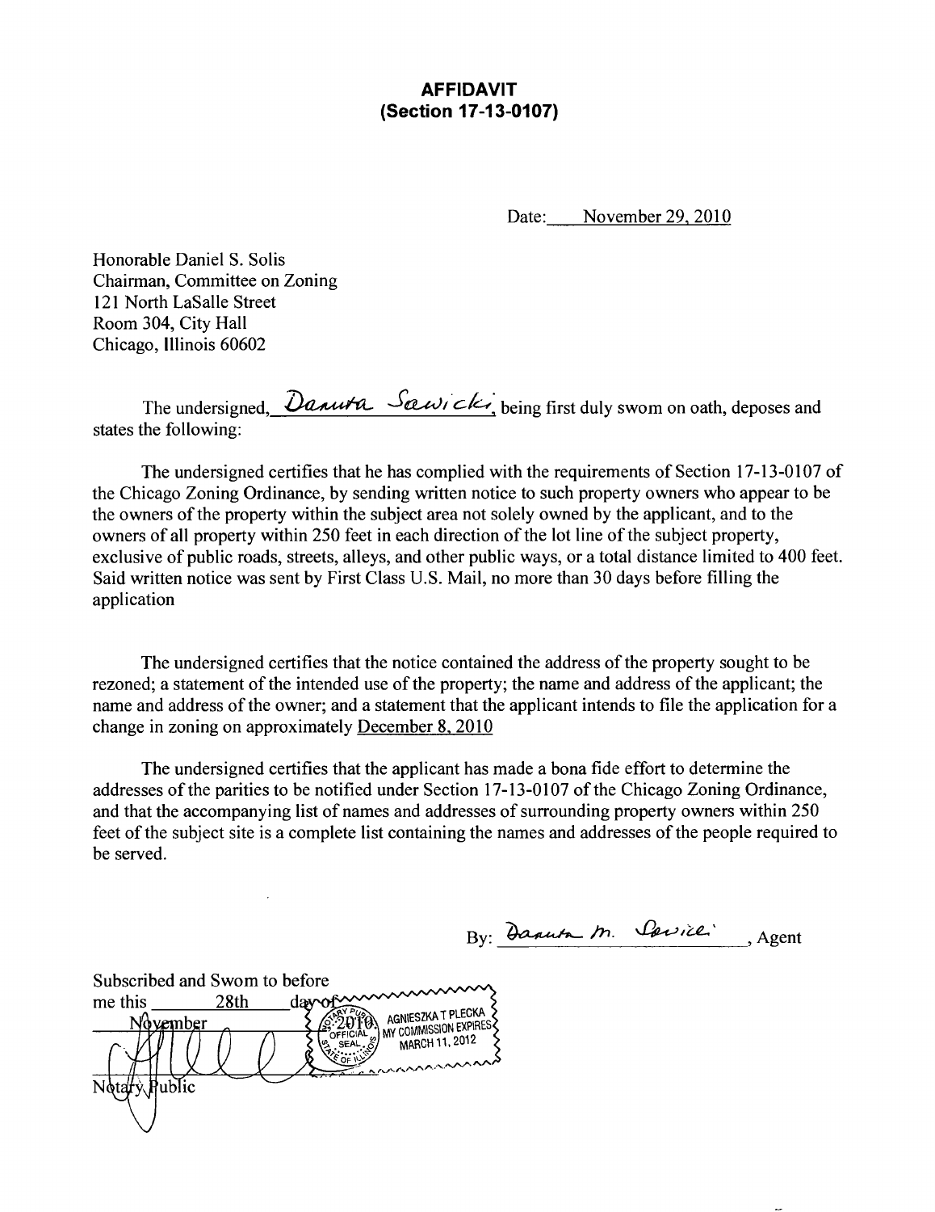# AFFIDAVIT
## (Section 17-13-0107)

Date: November 29, 2010

Honorable Daniel S. Solis
Chairman, Committee on Zoning
121 North LaSalle Street
Room 304, City Hall
Chicago, Illinois 60602

The undersigned, Danuta Sawicki, being first duly swom on oath, deposes and states the following:

The undersigned certifies that he has complied with the requirements of Section 17-13-0107 of the Chicago Zoning Ordinance, by sending written notice to such property owners who appear to be the owners of the property within the subject area not solely owned by the applicant, and to the owners of all property within 250 feet in each direction of the lot line of the subject property, exclusive of public roads, streets, alleys, and other public ways, or a total distance limited to 400 feet. Said written notice was sent by First Class U.S. Mail, no more than 30 days before filling the application

The undersigned certifies that the notice contained the address of the property sought to be rezoned; a statement of the intended use of the property; the name and address of the applicant; the name and address of the owner; and a statement that the applicant intends to file the application for a change in zoning on approximately December 8, 2010

The undersigned certifies that the applicant has made a bona fide effort to determine the addresses of the parities to be notified under Section 17-13-0107 of the Chicago Zoning Ordinance, and that the accompanying list of names and addresses of surrounding property owners within 250 feet of the subject site is a complete list containing the names and addresses of the people required to be served.

By: Danuta M. Sawicki, Agent

Subscribed and Swom to before me this 28th day of November 2010

Notary Public

AGNIESZKA T PLECKA
MY COMMISSION EXPIRES
MARCH 11, 2012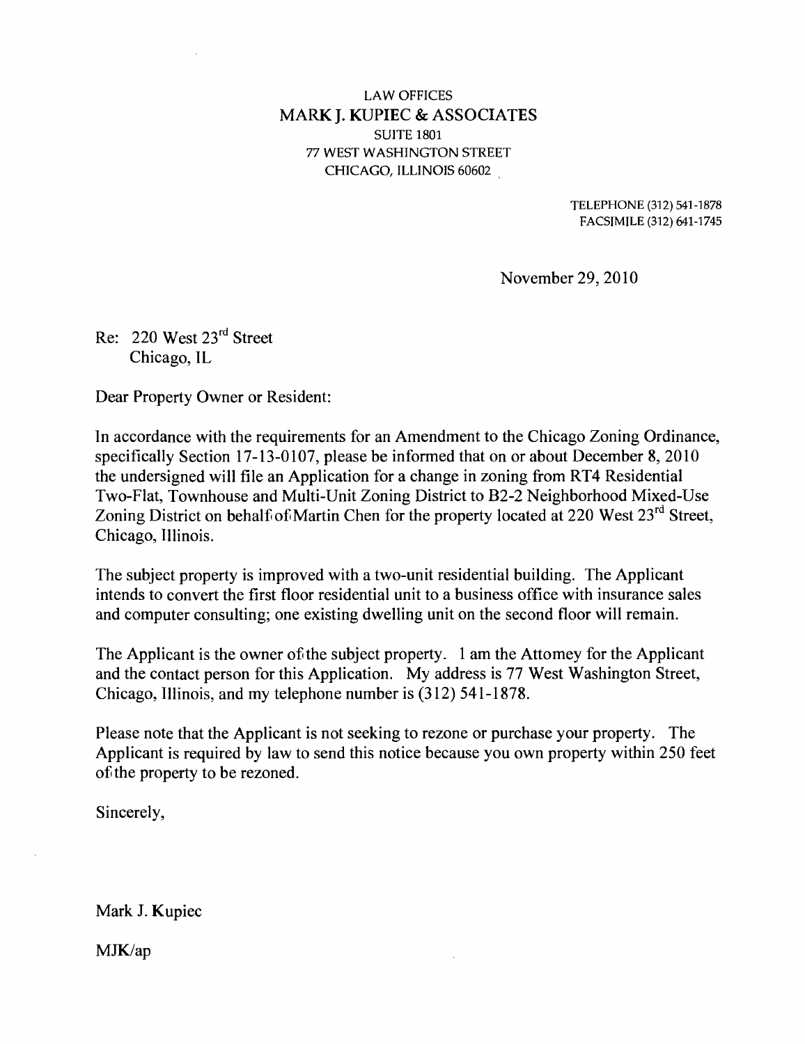LAW OFFICES
MARK J. KUPIEC & ASSOCIATES
SUITE 1801
77 WEST WASHINGTON STREET
CHICAGO, ILLINOIS 60602

TELEPHONE (312) 541-1878
FACSIMILE (312) 641-1745

November 29, 2010

Re: 220 West 23rd Street
Chicago, IL

Dear Property Owner or Resident:

In accordance with the requirements for an Amendment to the Chicago Zoning Ordinance, specifically Section 17-13-0107, please be informed that on or about December 8, 2010 the undersigned will file an Application for a change in zoning from RT4 Residential Two-Flat, Townhouse and Multi-Unit Zoning District to B2-2 Neighborhood Mixed-Use Zoning District on behalf of Martin Chen for the property located at 220 West 23rd Street, Chicago, Illinois.

The subject property is improved with a two-unit residential building. The Applicant intends to convert the first floor residential unit to a business office with insurance sales and computer consulting; one existing dwelling unit on the second floor will remain.

The Applicant is the owner of the subject property. I am the Attorney for the Applicant and the contact person for this Application. My address is 77 West Washington Street, Chicago, Illinois, and my telephone number is (312) 541-1878.

Please note that the Applicant is not seeking to rezone or purchase your property. The Applicant is required by law to send this notice because you own property within 250 feet of the property to be rezoned.

Sincerely,

Mark J. Kupiec

MJK/ap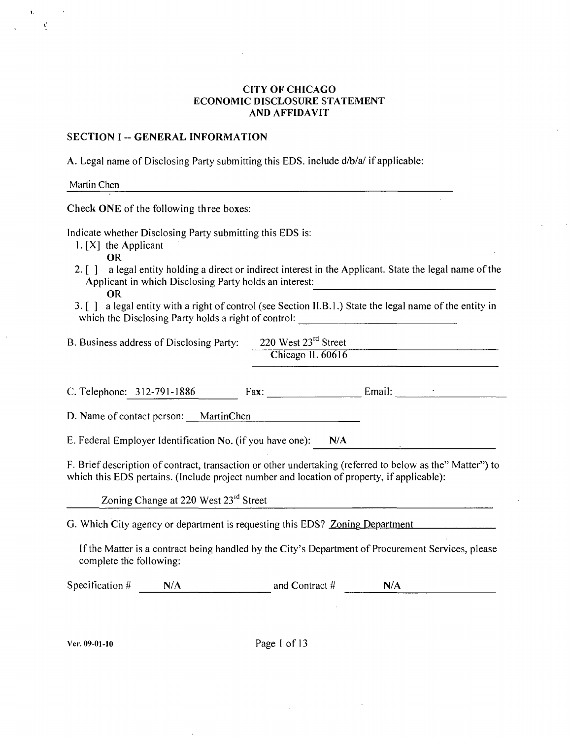**CITY OF CHICAGO**
**ECONOMIC DISCLOSURE STATEMENT**
**AND AFFIDAVIT**

## SECTION I -- GENERAL INFORMATION

A. Legal name of Disclosing Party submitting this EDS. include d/b/a/ if applicable:

Martin Chen

Check **ONE** of the following three boxes:

Indicate whether Disclosing Party submitting this EDS is:

1. [X] the Applicant
   OR
2. [ ] a legal entity holding a direct or indirect interest in the Applicant. State the legal name of the Applicant in which Disclosing Party holds an interest: ____________
   OR
3. [ ] a legal entity with a right of control (see Section II.B.1.) State the legal name of the entity in which the Disclosing Party holds a right of control: ____________

B. Business address of Disclosing Party: 220 West 23rd Street
Chicago IL 60616

C. Telephone: 312-791-1886 Fax: ____________ Email: ____________

D. Name of contact person: MartinChen

E. Federal Employer Identification No. (if you have one): N/A

F. Brief description of contract, transaction or other undertaking (referred to below as the" Matter") to which this EDS pertains. (Include project number and location of property, if applicable):

Zoning Change at 220 West 23rd Street

G. Which City agency or department is requesting this EDS? Zoning Department

If the Matter is a contract being handled by the City's Department of Procurement Services, please complete the following:

Specification # N/A and Contract # N/A

Ver. 09-01-10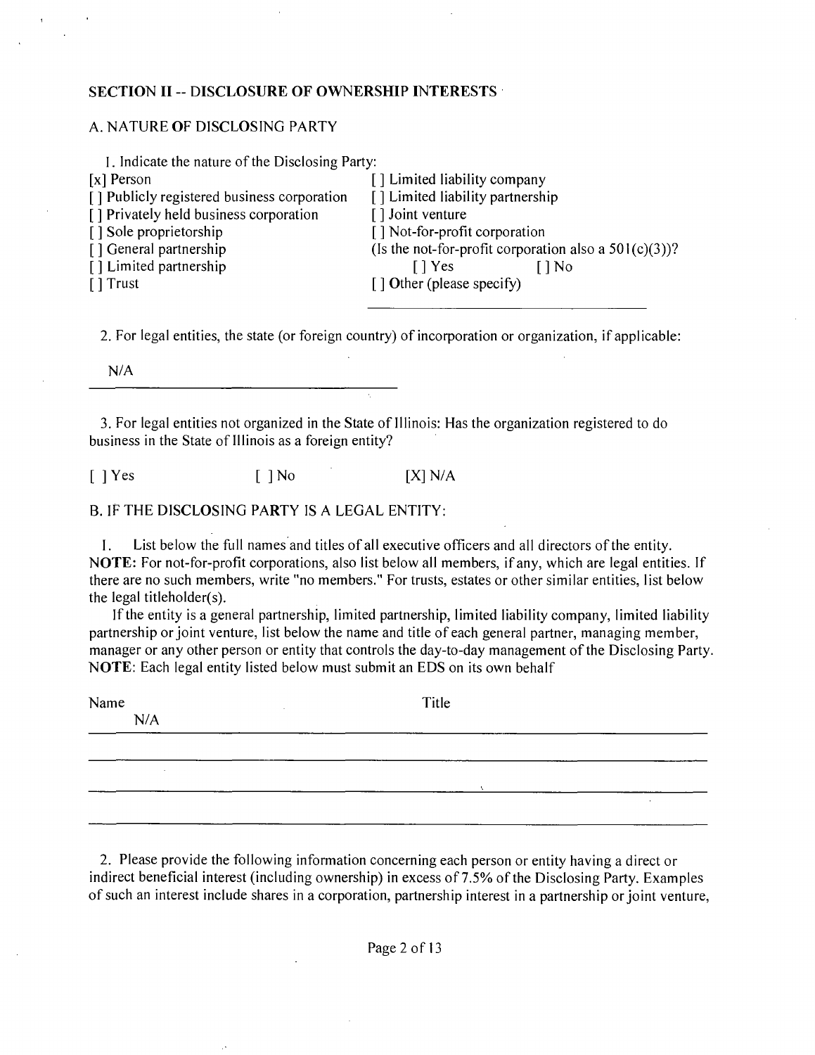## SECTION II -- DISCLOSURE OF OWNERSHIP INTERESTS

### A. NATURE OF DISCLOSING PARTY

1. Indicate the nature of the Disclosing Party:

[x] Person
[ ] Publicly registered business corporation
[ ] Privately held business corporation
[ ] Sole proprietorship
[ ] General partnership
[ ] Limited partnership
[ ] Trust
[ ] Limited liability company
[ ] Limited liability partnership
[ ] Joint venture
[ ] Not-for-profit corporation
(Is the not-for-profit corporation also a 501(c)(3))?
[ ] Yes [ ] No
[ ] Other (please specify)

2. For legal entities, the state (or foreign country) of incorporation or organization, if applicable:

N/A

3. For legal entities not organized in the State of Illinois: Has the organization registered to do business in the State of Illinois as a foreign entity?

[ ] Yes [ ] No [X] N/A

### B. IF THE DISCLOSING PARTY IS A LEGAL ENTITY:

1. List below the full names and titles of all executive officers and all directors of the entity. **NOTE:** For not-for-profit corporations, also list below all members, if any, which are legal entities. If there are no such members, write "no members." For trusts, estates or other similar entities, list below the legal titleholder(s).

If the entity is a general partnership, limited partnership, limited liability company, limited liability partnership or joint venture, list below the name and title of each general partner, managing member, manager or any other person or entity that controls the day-to-day management of the Disclosing Party. **NOTE**: Each legal entity listed below must submit an EDS on its own behalf

| Name | Title |
| --- | --- |
| N/A | |

2. Please provide the following information concerning each person or entity having a direct or indirect beneficial interest (including ownership) in excess of 7.5% of the Disclosing Party. Examples of such an interest include shares in a corporation, partnership interest in a partnership or joint venture,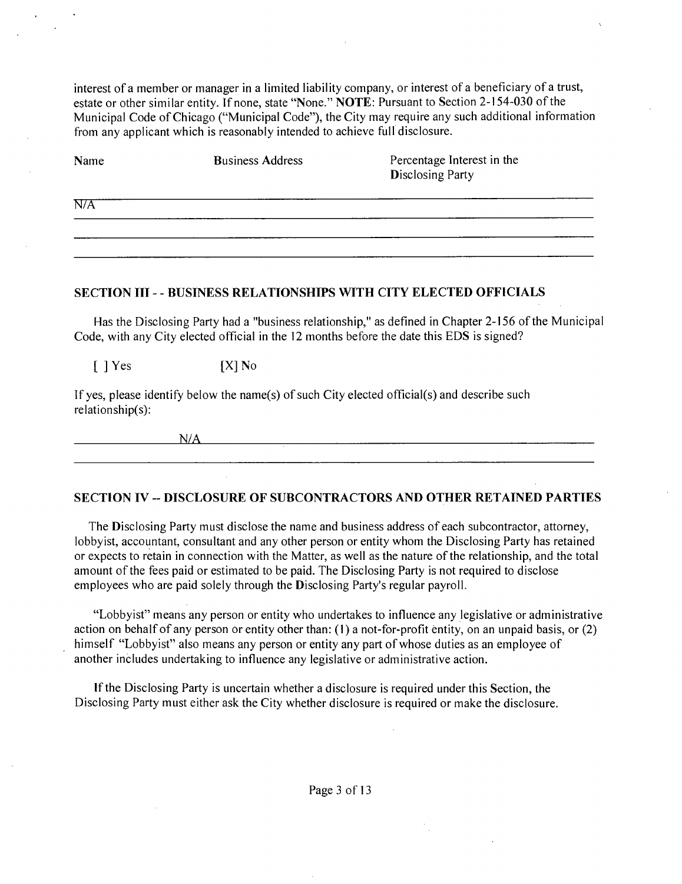interest of a member or manager in a limited liability company, or interest of a beneficiary of a trust, estate or other similar entity. If none, state "None." **NOTE**: Pursuant to Section 2-154-030 of the Municipal Code of Chicago ("Municipal Code"), the City may require any such additional information from any applicant which is reasonably intended to achieve full disclosure.

| Name | Business Address | Percentage Interest in the Disclosing Party |
|---|---|---|
| N/A | | |
| | | |
| | | |

## SECTION III - - BUSINESS RELATIONSHIPS WITH CITY ELECTED OFFICIALS

Has the Disclosing Party had a "business relationship," as defined in Chapter 2-156 of the Municipal Code, with any City elected official in the 12 months before the date this EDS is signed?

[ ] Yes [X] No

If yes, please identify below the name(s) of such City elected official(s) and describe such relationship(s):

N/A

## SECTION IV -- DISCLOSURE OF SUBCONTRACTORS AND OTHER RETAINED PARTIES

The Disclosing Party must disclose the name and business address of each subcontractor, attorney, lobbyist, accountant, consultant and any other person or entity whom the Disclosing Party has retained or expects to retain in connection with the Matter, as well as the nature of the relationship, and the total amount of the fees paid or estimated to be paid. The Disclosing Party is not required to disclose employees who are paid solely through the Disclosing Party's regular payroll.

"Lobbyist" means any person or entity who undertakes to influence any legislative or administrative action on behalf of any person or entity other than: (1) a not-for-profit entity, on an unpaid basis, or (2) himself "Lobbyist" also means any person or entity any part of whose duties as an employee of another includes undertaking to influence any legislative or administrative action.

If the Disclosing Party is uncertain whether a disclosure is required under this Section, the Disclosing Party must either ask the City whether disclosure is required or make the disclosure.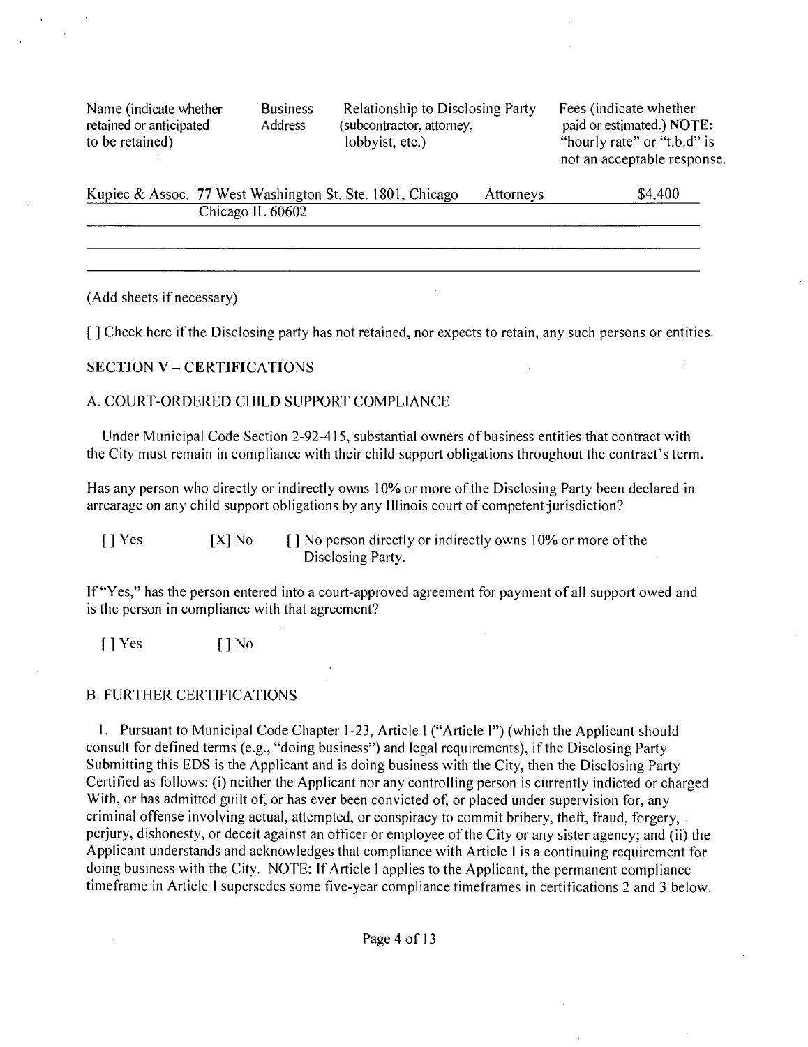| Name (indicate whether retained or anticipated to be retained) | Business Address | Relationship to Disclosing Party (subcontractor, attorney, lobbyist, etc.) | Fees (indicate whether paid or estimated.) NOTE: "hourly rate" or "t.b.d" is not an acceptable response. |
|---|---|---|---|
| Kupiec & Assoc. | 77 West Washington St. Ste. 1801, Chicago Chicago IL 60602 | Attorneys | $4,400 |
| | | | |
| | | | |

(Add sheets if necessary)

[ ] Check here if the Disclosing party has not retained, nor expects to retain, any such persons or entities.

## SECTION V – CERTIFICATIONS

### A. COURT-ORDERED CHILD SUPPORT COMPLIANCE

Under Municipal Code Section 2-92-415, substantial owners of business entities that contract with the City must remain in compliance with their child support obligations throughout the contract's term.

Has any person who directly or indirectly owns 10% or more of the Disclosing Party been declared in arrearage on any child support obligations by any Illinois court of competent jurisdiction?

[ ] Yes [X] No [ ] No person directly or indirectly owns 10% or more of the Disclosing Party.

If "Yes," has the person entered into a court-approved agreement for payment of all support owed and is the person in compliance with that agreement?

[ ] Yes [ ] No

### B. FURTHER CERTIFICATIONS

1. Pursuant to Municipal Code Chapter 1-23, Article 1 ("Article I") (which the Applicant should consult for defined terms (e.g., "doing business") and legal requirements), if the Disclosing Party Submitting this EDS is the Applicant and is doing business with the City, then the Disclosing Party Certified as follows: (i) neither the Applicant nor any controlling person is currently indicted or charged With, or has admitted guilt of, or has ever been convicted of, or placed under supervision for, any criminal offense involving actual, attempted, or conspiracy to commit bribery, theft, fraud, forgery, perjury, dishonesty, or deceit against an officer or employee of the City or any sister agency; and (ii) the Applicant understands and acknowledges that compliance with Article I is a continuing requirement for doing business with the City. NOTE: If Article 1 applies to the Applicant, the permanent compliance timeframe in Article I supersedes some five-year compliance timeframes in certifications 2 and 3 below.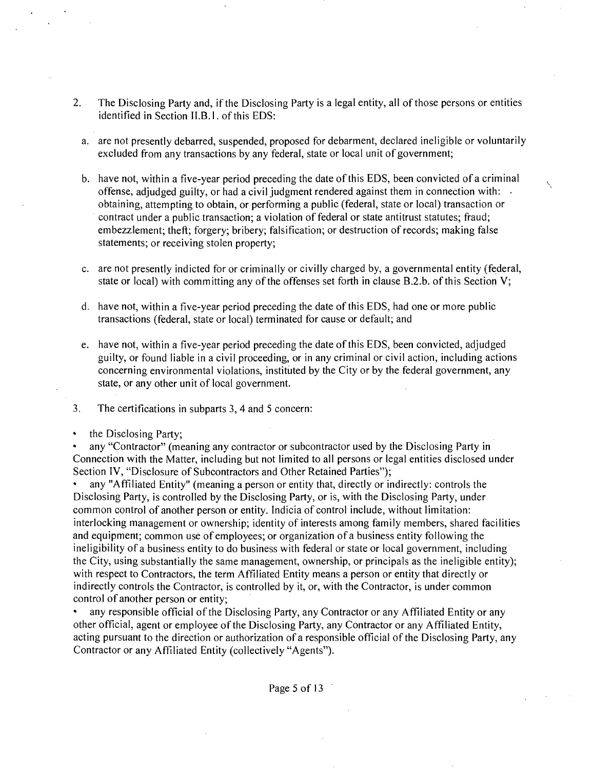2. The Disclosing Party and, if the Disclosing Party is a legal entity, all of those persons or entities identified in Section II.B.1. of this EDS:

   a. are not presently debarred, suspended, proposed for debarment, declared ineligible or voluntarily excluded from any transactions by any federal, state or local unit of government;

   b. have not, within a five-year period preceding the date of this EDS, been convicted of a criminal offense, adjudged guilty, or had a civil judgment rendered against them in connection with: obtaining, attempting to obtain, or performing a public (federal, state or local) transaction or contract under a public transaction; a violation of federal or state antitrust statutes; fraud; embezzlement; theft; forgery; bribery; falsification; or destruction of records; making false statements; or receiving stolen property;

   c. are not presently indicted for or criminally or civilly charged by, a governmental entity (federal, state or local) with committing any of the offenses set forth in clause B.2.b. of this Section V;

   d. have not, within a five-year period preceding the date of this EDS, had one or more public transactions (federal, state or local) terminated for cause or default; and

   e. have not, within a five-year period preceding the date of this EDS, been convicted, adjudged guilty, or found liable in a civil proceeding, or in any criminal or civil action, including actions concerning environmental violations, instituted by the City or by the federal government, any state, or any other unit of local government.

3. The certifications in subparts 3, 4 and 5 concern:

- the Disclosing Party;
- any "Contractor" (meaning any contractor or subcontractor used by the Disclosing Party in Connection with the Matter, including but not limited to all persons or legal entities disclosed under Section IV, "Disclosure of Subcontractors and Other Retained Parties");
- any "Affiliated Entity" (meaning a person or entity that, directly or indirectly: controls the Disclosing Party, is controlled by the Disclosing Party, or is, with the Disclosing Party, under common control of another person or entity. Indicia of control include, without limitation: interlocking management or ownership; identity of interests among family members, shared facilities and equipment; common use of employees; or organization of a business entity following the ineligibility of a business entity to do business with federal or state or local government, including the City, using substantially the same management, ownership, or principals as the ineligible entity); with respect to Contractors, the term Affiliated Entity means a person or entity that directly or indirectly controls the Contractor, is controlled by it, or, with the Contractor, is under common control of another person or entity;
- any responsible official of the Disclosing Party, any Contractor or any Affiliated Entity or any other official, agent or employee of the Disclosing Party, any Contractor or any Affiliated Entity, acting pursuant to the direction or authorization of a responsible official of the Disclosing Party, any Contractor or any Affiliated Entity (collectively "Agents").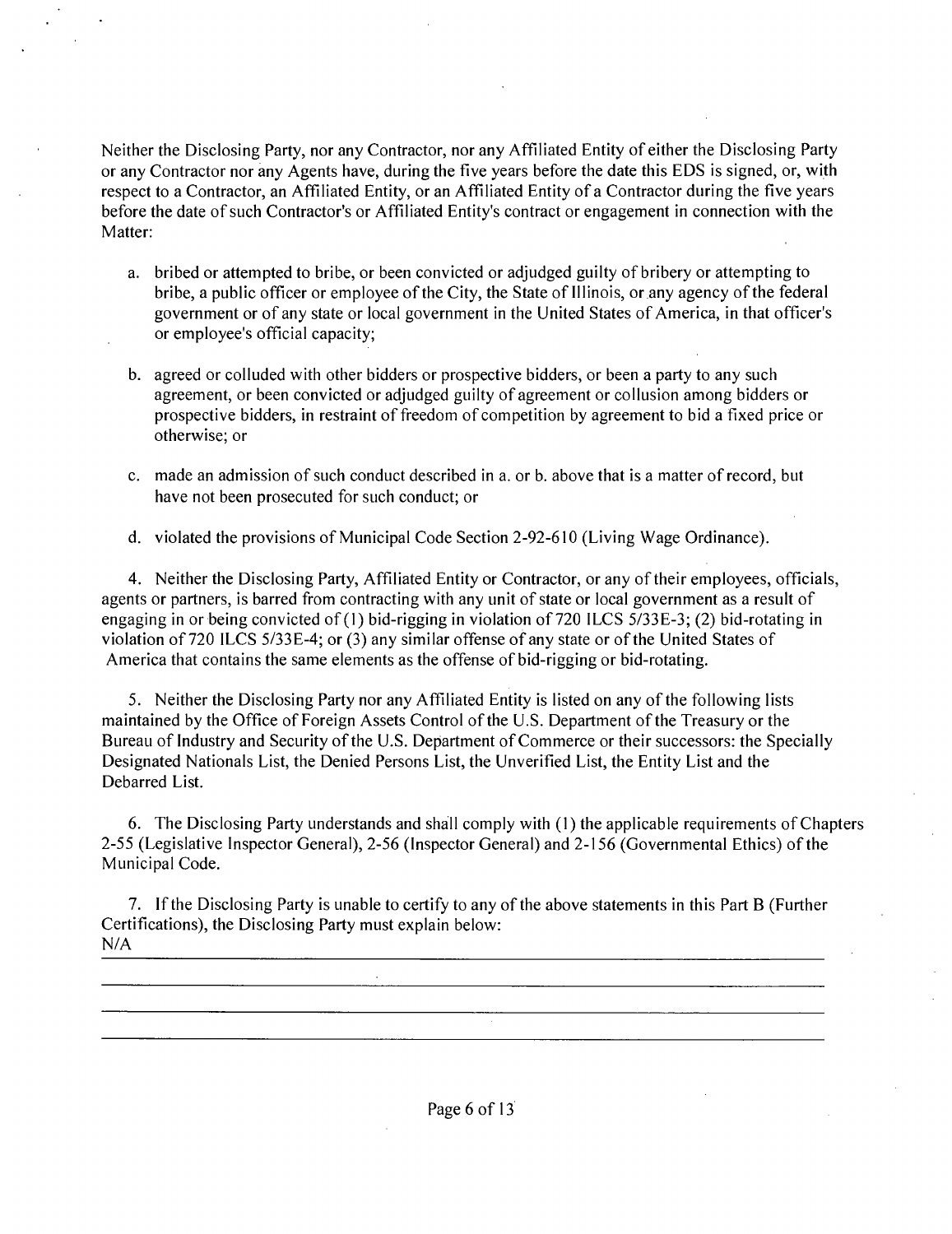Neither the Disclosing Party, nor any Contractor, nor any Affiliated Entity of either the Disclosing Party or any Contractor nor any Agents have, during the five years before the date this EDS is signed, or, with respect to a Contractor, an Affiliated Entity, or an Affiliated Entity of a Contractor during the five years before the date of such Contractor's or Affiliated Entity's contract or engagement in connection with the Matter:

a. bribed or attempted to bribe, or been convicted or adjudged guilty of bribery or attempting to bribe, a public officer or employee of the City, the State of Illinois, or any agency of the federal government or of any state or local government in the United States of America, in that officer's or employee's official capacity;

b. agreed or colluded with other bidders or prospective bidders, or been a party to any such agreement, or been convicted or adjudged guilty of agreement or collusion among bidders or prospective bidders, in restraint of freedom of competition by agreement to bid a fixed price or otherwise; or

c. made an admission of such conduct described in a. or b. above that is a matter of record, but have not been prosecuted for such conduct; or

d. violated the provisions of Municipal Code Section 2-92-610 (Living Wage Ordinance).

4. Neither the Disclosing Party, Affiliated Entity or Contractor, or any of their employees, officials, agents or partners, is barred from contracting with any unit of state or local government as a result of engaging in or being convicted of (1) bid-rigging in violation of 720 ILCS 5/33E-3; (2) bid-rotating in violation of 720 ILCS 5/33E-4; or (3) any similar offense of any state or of the United States of America that contains the same elements as the offense of bid-rigging or bid-rotating.

5. Neither the Disclosing Party nor any Affiliated Entity is listed on any of the following lists maintained by the Office of Foreign Assets Control of the U.S. Department of the Treasury or the Bureau of Industry and Security of the U.S. Department of Commerce or their successors: the Specially Designated Nationals List, the Denied Persons List, the Unverified List, the Entity List and the Debarred List.

6. The Disclosing Party understands and shall comply with (1) the applicable requirements of Chapters 2-55 (Legislative Inspector General), 2-56 (Inspector General) and 2-156 (Governmental Ethics) of the Municipal Code.

7. If the Disclosing Party is unable to certify to any of the above statements in this Part B (Further Certifications), the Disclosing Party must explain below:

N/A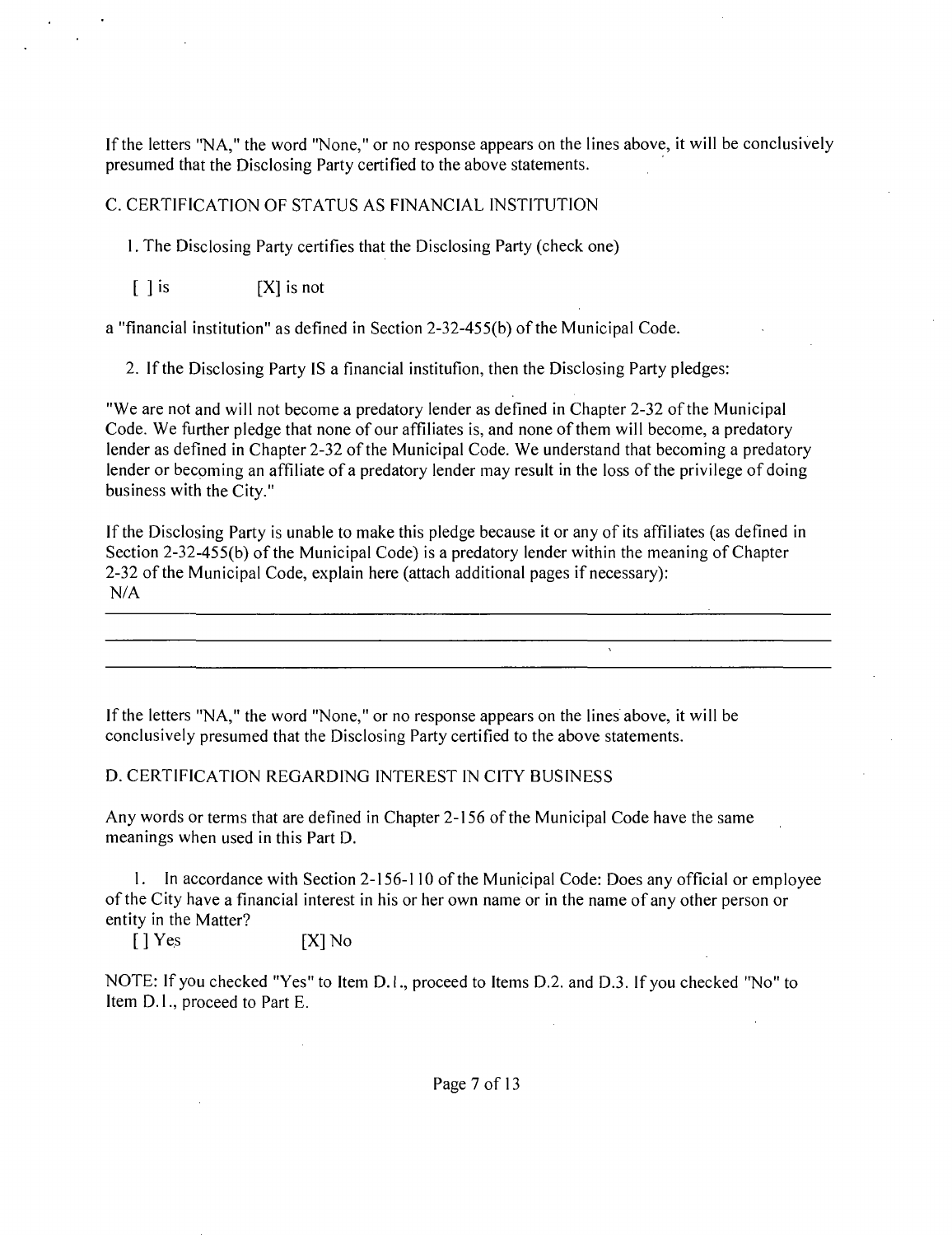If the letters "NA," the word "None," or no response appears on the lines above, it will be conclusively presumed that the Disclosing Party certified to the above statements.

C. CERTIFICATION OF STATUS AS FINANCIAL INSTITUTION

1. The Disclosing Party certifies that the Disclosing Party (check one)

[ ] is [X] is not

a "financial institution" as defined in Section 2-32-455(b) of the Municipal Code.

2. If the Disclosing Party IS a financial institufion, then the Disclosing Party pledges:

"We are not and will not become a predatory lender as defined in Chapter 2-32 of the Municipal Code. We further pledge that none of our affiliates is, and none of them will become, a predatory lender as defined in Chapter 2-32 of the Municipal Code. We understand that becoming a predatory lender or becoming an affiliate of a predatory lender may result in the loss of the privilege of doing business with the City."

If the Disclosing Party is unable to make this pledge because it or any of its affiliates (as defined in Section 2-32-455(b) of the Municipal Code) is a predatory lender within the meaning of Chapter 2-32 of the Municipal Code, explain here (attach additional pages if necessary):
N/A

If the letters "NA," the word "None," or no response appears on the lines above, it will be conclusively presumed that the Disclosing Party certified to the above statements.

D. CERTIFICATION REGARDING INTEREST IN CITY BUSINESS

Any words or terms that are defined in Chapter 2-156 of the Municipal Code have the same meanings when used in this Part D.

1. In accordance with Section 2-156-110 of the Municipal Code: Does any official or employee of the City have a financial interest in his or her own name or in the name of any other person or entity in the Matter?

[ ] Yes [X] No

NOTE: If you checked "Yes" to Item D.1., proceed to Items D.2. and D.3. If you checked "No" to Item D.1., proceed to Part E.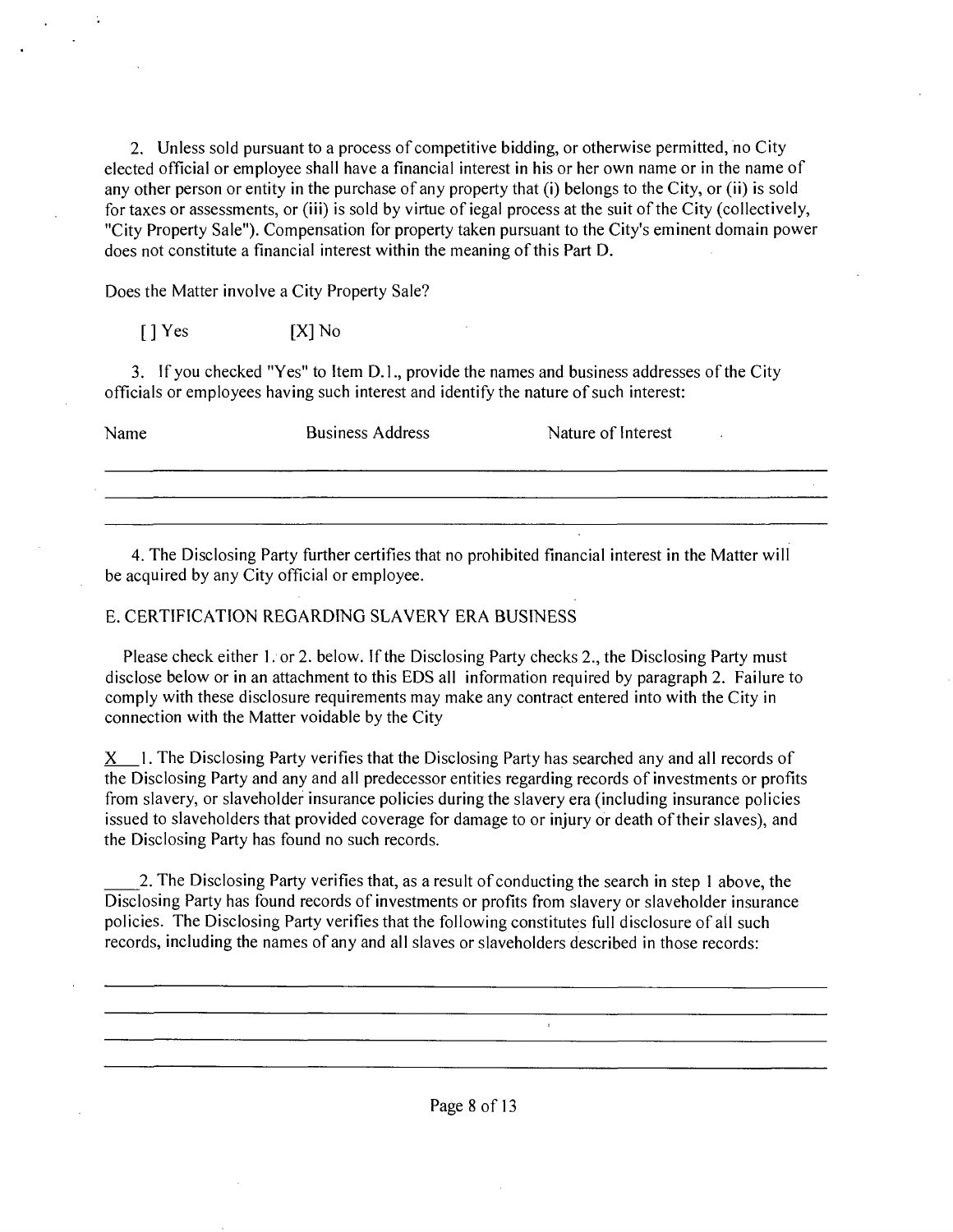2. Unless sold pursuant to a process of competitive bidding, or otherwise permitted, no City elected official or employee shall have a financial interest in his or her own name or in the name of any other person or entity in the purchase of any property that (i) belongs to the City, or (ii) is sold for taxes or assessments, or (iii) is sold by virtue of iegal process at the suit of the City (collectively, "City Property Sale"). Compensation for property taken pursuant to the City's eminent domain power does not constitute a financial interest within the meaning of this Part D.

Does the Matter involve a City Property Sale?

[ ] Yes [X] No

3. If you checked "Yes" to Item D.1., provide the names and business addresses of the City officials or employees having such interest and identify the nature of such interest:

| Name | Business Address | Nature of Interest |
| --- | --- | --- |
| | | |
| | | |

4. The Disclosing Party further certifies that no prohibited financial interest in the Matter will be acquired by any City official or employee.

## E. CERTIFICATION REGARDING SLAVERY ERA BUSINESS

Please check either 1. or 2. below. If the Disclosing Party checks 2., the Disclosing Party must disclose below or in an attachment to this EDS all information required by paragraph 2. Failure to comply with these disclosure requirements may make any contract entered into with the City in connection with the Matter voidable by the City

X 1. The Disclosing Party verifies that the Disclosing Party has searched any and all records of the Disclosing Party and any and all predecessor entities regarding records of investments or profits from slavery, or slaveholder insurance policies during the slavery era (including insurance policies issued to slaveholders that provided coverage for damage to or injury or death of their slaves), and the Disclosing Party has found no such records.

\_\_\_\_ 2. The Disclosing Party verifies that, as a result of conducting the search in step 1 above, the Disclosing Party has found records of investments or profits from slavery or slaveholder insurance policies. The Disclosing Party verifies that the following constitutes full disclosure of all such records, including the names of any and all slaves or slaveholders described in those records: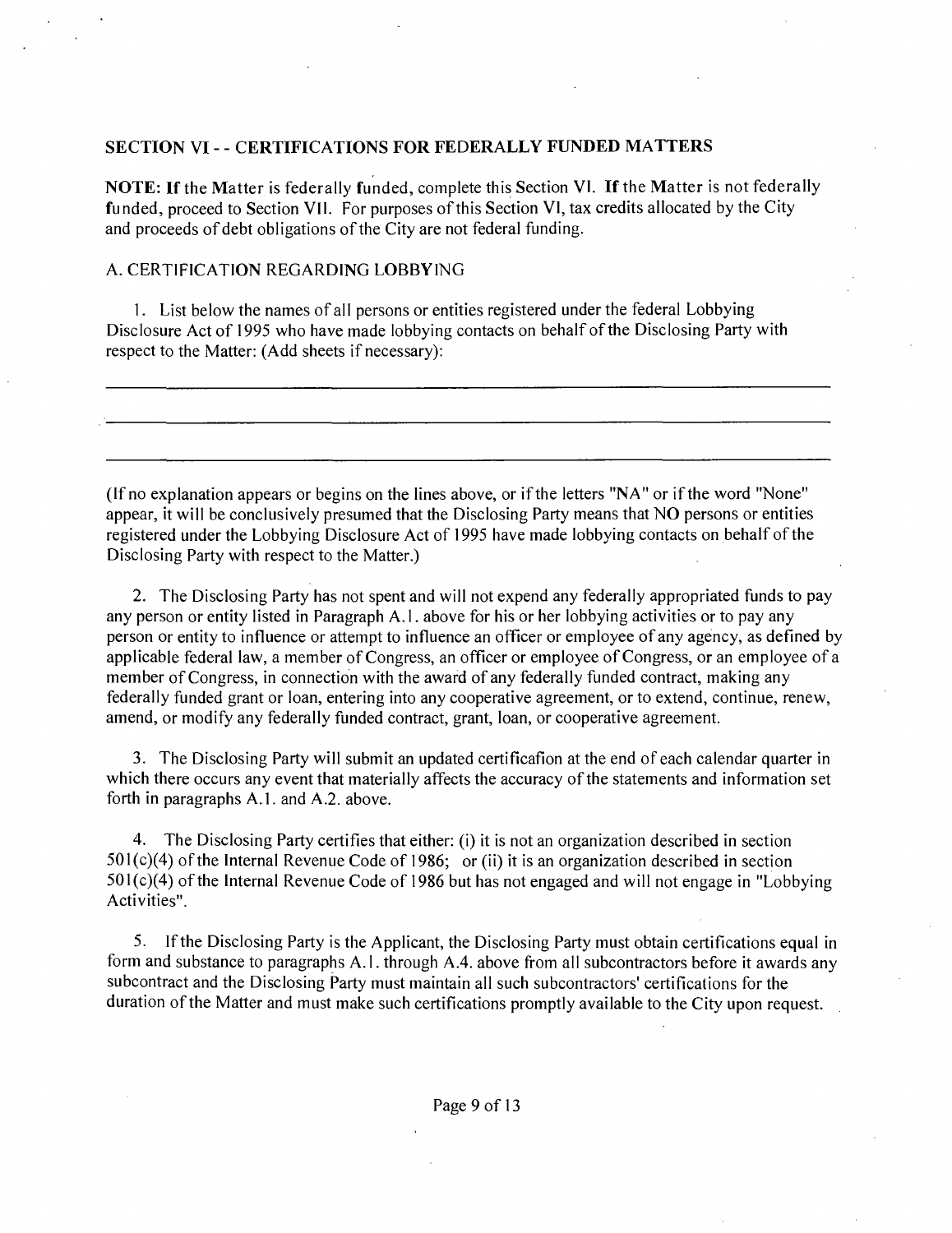## SECTION VI - - CERTIFICATIONS FOR FEDERALLY FUNDED MATTERS

**NOTE:** If the Matter is federally funded, complete this Section VI. If the Matter is not federally funded, proceed to Section VII. For purposes of this Section VI, tax credits allocated by the City and proceeds of debt obligations of the City are not federal funding.

A. CERTIFICATION REGARDING LOBBYING

1. List below the names of all persons or entities registered under the federal Lobbying Disclosure Act of 1995 who have made lobbying contacts on behalf of the Disclosing Party with respect to the Matter: (Add sheets if necessary):

\_\_\_\_\_\_\_\_\_\_\_\_\_\_\_\_\_\_\_\_\_\_\_\_\_\_\_\_\_\_\_\_\_\_\_\_\_\_\_\_\_\_\_\_\_\_\_\_\_\_\_\_\_\_\_\_\_\_\_\_

\_\_\_\_\_\_\_\_\_\_\_\_\_\_\_\_\_\_\_\_\_\_\_\_\_\_\_\_\_\_\_\_\_\_\_\_\_\_\_\_\_\_\_\_\_\_\_\_\_\_\_\_\_\_\_\_\_\_\_\_

\_\_\_\_\_\_\_\_\_\_\_\_\_\_\_\_\_\_\_\_\_\_\_\_\_\_\_\_\_\_\_\_\_\_\_\_\_\_\_\_\_\_\_\_\_\_\_\_\_\_\_\_\_\_\_\_\_\_\_\_

(If no explanation appears or begins on the lines above, or if the letters "NA" or if the word "None" appear, it will be conclusively presumed that the Disclosing Party means that NO persons or entities registered under the Lobbying Disclosure Act of 1995 have made lobbying contacts on behalf of the Disclosing Party with respect to the Matter.)

2. The Disclosing Party has not spent and will not expend any federally appropriated funds to pay any person or entity listed in Paragraph A.1. above for his or her lobbying activities or to pay any person or entity to influence or attempt to influence an officer or employee of any agency, as defined by applicable federal law, a member of Congress, an officer or employee of Congress, or an employee of a member of Congress, in connection with the award of any federally funded contract, making any federally funded grant or loan, entering into any cooperative agreement, or to extend, continue, renew, amend, or modify any federally funded contract, grant, loan, or cooperative agreement.

3. The Disclosing Party will submit an updated certification at the end of each calendar quarter in which there occurs any event that materially affects the accuracy of the statements and information set forth in paragraphs A.1. and A.2. above.

4. The Disclosing Party certifies that either: (i) it is not an organization described in section 501(c)(4) of the Internal Revenue Code of 1986; or (ii) it is an organization described in section 501(c)(4) of the Internal Revenue Code of 1986 but has not engaged and will not engage in "Lobbying Activities".

5. If the Disclosing Party is the Applicant, the Disclosing Party must obtain certifications equal in form and substance to paragraphs A.1. through A.4. above from all subcontractors before it awards any subcontract and the Disclosing Party must maintain all such subcontractors' certifications for the duration of the Matter and must make such certifications promptly available to the City upon request.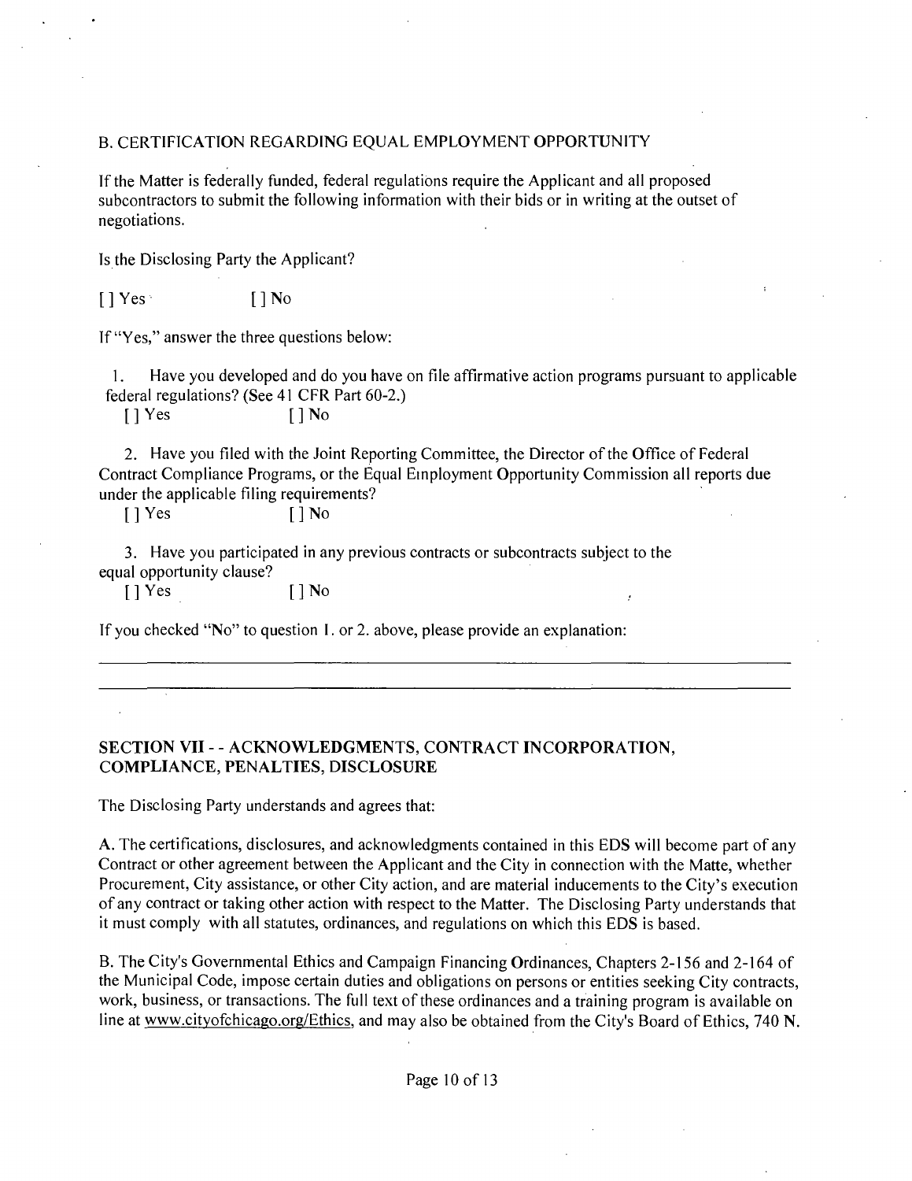B. CERTIFICATION REGARDING EQUAL EMPLOYMENT OPPORTUNITY

If the Matter is federally funded, federal regulations require the Applicant and all proposed subcontractors to submit the following information with their bids or in writing at the outset of negotiations.

Is the Disclosing Party the Applicant?

[ ] Yes [ ] No

If "Yes," answer the three questions below:

1. Have you developed and do you have on file affirmative action programs pursuant to applicable federal regulations? (See 41 CFR Part 60-2.)

   [ ] Yes [ ] No

2. Have you filed with the Joint Reporting Committee, the Director of the Office of Federal Contract Compliance Programs, or the Equal Employment Opportunity Commission all reports due under the applicable filing requirements?

   [ ] Yes [ ] No

3. Have you participated in any previous contracts or subcontracts subject to the equal opportunity clause?

   [ ] Yes [ ] No

If you checked "No" to question 1. or 2. above, please provide an explanation:

______________________________________________________________________

______________________________________________________________________

## SECTION VII - - ACKNOWLEDGMENTS, CONTRACT INCORPORATION, COMPLIANCE, PENALTIES, DISCLOSURE

The Disclosing Party understands and agrees that:

A. The certifications, disclosures, and acknowledgments contained in this EDS will become part of any Contract or other agreement between the Applicant and the City in connection with the Matte, whether Procurement, City assistance, or other City action, and are material inducements to the City's execution of any contract or taking other action with respect to the Matter. The Disclosing Party understands that it must comply with all statutes, ordinances, and regulations on which this EDS is based.

B. The City's Governmental Ethics and Campaign Financing Ordinances, Chapters 2-156 and 2-164 of the Municipal Code, impose certain duties and obligations on persons or entities seeking City contracts, work, business, or transactions. The full text of these ordinances and a training program is available on line at www.cityofchicago.org/Ethics, and may also be obtained from the City's Board of Ethics, 740 N.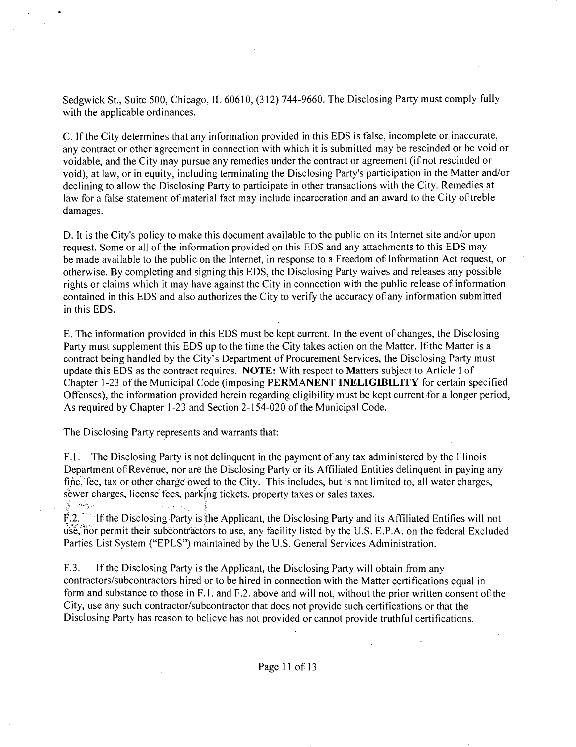Sedgwick St., Suite 500, Chicago, IL 60610, (312) 744-9660. The Disclosing Party must comply fully with the applicable ordinances.

C. If the City determines that any information provided in this EDS is false, incomplete or inaccurate, any contract or other agreement in connection with which it is submitted may be rescinded or be void or voidable, and the City may pursue any remedies under the contract or agreement (if not rescinded or void), at law, or in equity, including terminating the Disclosing Party's participation in the Matter and/or declining to allow the Disclosing Party to participate in other transactions with the City. Remedies at law for a false statement of material fact may include incarceration and an award to the City of treble damages.

D. It is the City's policy to make this document available to the public on its Internet site and/or upon request. Some or all of the information provided on this EDS and any attachments to this EDS may be made available to the public on the Internet, in response to a Freedom of Information Act request, or otherwise. By completing and signing this EDS, the Disclosing Party waives and releases any possible rights or claims which it may have against the City in connection with the public release of information contained in this EDS and also authorizes the City to verify the accuracy of any information submitted in this EDS.

E. The information provided in this EDS must be kept current. In the event of changes, the Disclosing Party must supplement this EDS up to the time the City takes action on the Matter. If the Matter is a contract being handled by the City's Department of Procurement Services, the Disclosing Party must update this EDS as the contract requires. **NOTE:** With respect to Matters subject to Article 1 of Chapter 1-23 of the Municipal Code (imposing **PERMANENT INELIGIBILITY** for certain specified Offenses), the information provided herein regarding eligibility must be kept current for a longer period, As required by Chapter 1-23 and Section 2-154-020 of the Municipal Code.

The Disclosing Party represents and warrants that:

F.1. The Disclosing Party is not delinquent in the payment of any tax administered by the Illinois Department of Revenue, nor are the Disclosing Party or its Affiliated Entities delinquent in paying any fine, fee, tax or other charge owed to the City. This includes, but is not limited to, all water charges, sewer charges, license fees, parking tickets, property taxes or sales taxes.

F.2. If the Disclosing Party is the Applicant, the Disclosing Party and its Affiliated Entifies will not use, nor permit their subcontractors to use, any facility listed by the U.S. E.P.A. on the federal Excluded Parties List System ("EPLS") maintained by the U.S. General Services Administration.

F.3. If the Disclosing Party is the Applicant, the Disclosing Party will obtain from any contractors/subcontractors hired or to be hired in connection with the Matter certifications equal in form and substance to those in F.1. and F.2. above and will not, without the prior written consent of the City, use any such contractor/subcontractor that does not provide such certifications or that the Disclosing Party has reason to believe has not provided or cannot provide truthful certifications.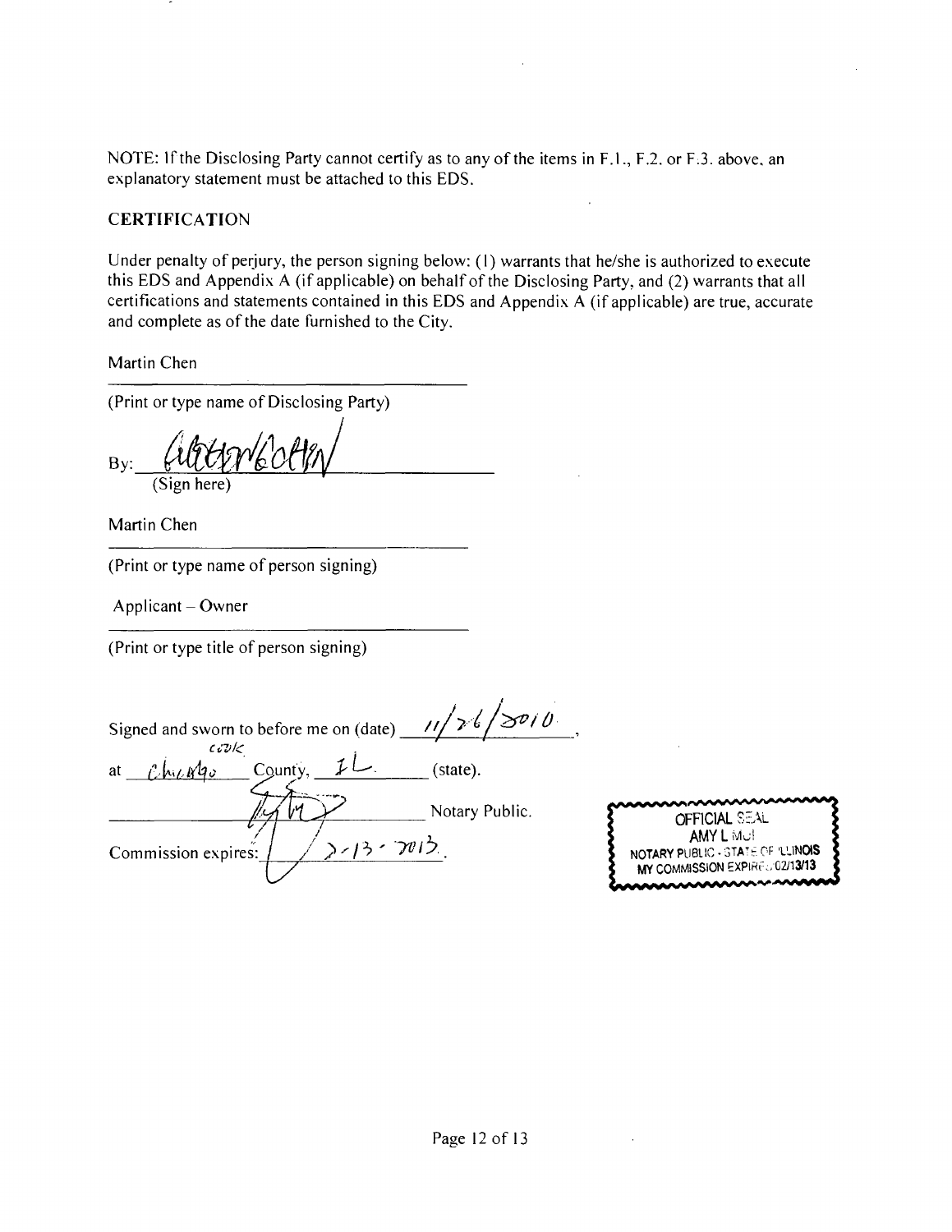NOTE: If the Disclosing Party cannot certify as to any of the items in F.1., F.2. or F.3. above, an explanatory statement must be attached to this EDS.

## CERTIFICATION

Under penalty of perjury, the person signing below: (1) warrants that he/she is authorized to execute this EDS and Appendix A (if applicable) on behalf of the Disclosing Party, and (2) warrants that all certifications and statements contained in this EDS and Appendix A (if applicable) are true, accurate and complete as of the date furnished to the City.

Martin Chen

(Print or type name of Disclosing Party)

By: ______________________
(Sign here)

Martin Chen

(Print or type name of person signing)

Applicant – Owner

(Print or type title of person signing)

Signed and sworn to before me on (date) 11/26/2010,

at Chicago Cook County, IL (state).

______________________ Notary Public.

Commission expires: 2-13-2013.

OFFICIAL SEAL
AMY L MUI
NOTARY PUBLIC - STATE OF ILLINOIS
MY COMMISSION EXPIRES 02/13/13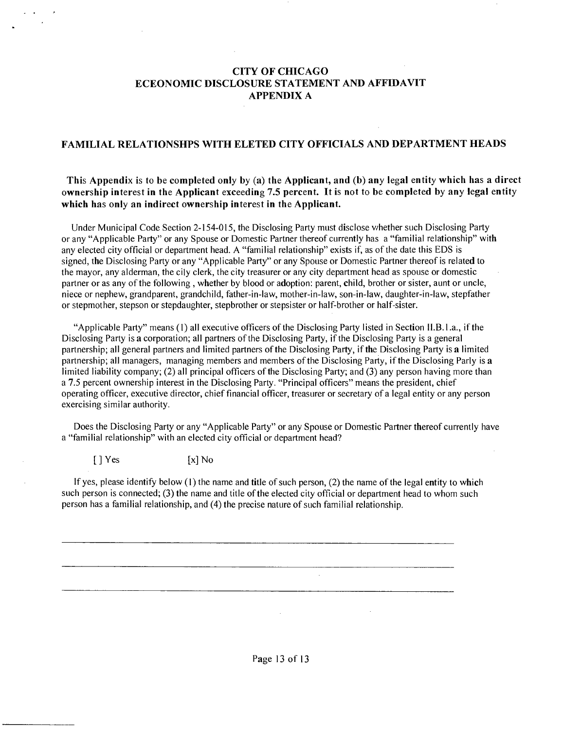# CITY OF CHICAGO
# ECEONOMIC DISCLOSURE STATEMENT AND AFFIDAVIT
# APPENDIX A

## FAMILIAL RELATIONSHPS WITH ELETED CITY OFFICIALS AND DEPARTMENT HEADS

**This Appendix is to be completed only by (a) the Applicant, and (b) any legal entity which has a direct ownership interest in the Applicant exceeding 7.5 percent. It is not to be completed by any legal entity which has only an indirect ownership interest in the Applicant.**

Under Municipal Code Section 2-154-015, the Disclosing Party must disclose whether such Disclosing Party or any "Applicable Party" or any Spouse or Domestic Partner thereof currently has a "familial relationship" with any elected city official or department head. A "familial relationship" exists if, as of the date this EDS is signed, the Disclosing Party or any "Applicable Party" or any Spouse or Domestic Partner thereof is related to the mayor, any alderman, the city clerk, the city treasurer or any city department head as spouse or domestic partner or as any of the following , whether by blood or adoption: parent, child, brother or sister, aunt or uncle, niece or nephew, grandparent, grandchild, father-in-law, mother-in-law, son-in-law, daughter-in-law, stepfather or stepmother, stepson or stepdaughter, stepbrother or stepsister or half-brother or half-sister.

"Applicable Party" means (1) all executive officers of the Disclosing Party listed in Section II.B.1.a., if the Disclosing Party is a corporation; all partners of the Disclosing Party, if the Disclosing Party is a general partnership; all general partners and limited partners of the Disclosing Party, if the Disclosing Party is a limited partnership; all managers, managing members and members of the Disclosing Party, if the Disclosing Parly is a limited liability company; (2) all principal officers of the Disclosing Party; and (3) any person having more than a 7.5 percent ownership interest in the Disclosing Party. "Principal officers" means the president, chief operating officer, executive director, chief financial officer, treasurer or secretary of a legal entity or any person exercising similar authority.

Does the Disclosing Party or any "Applicable Party" or any Spouse or Domestic Partner thereof currently have a "familial relationship" with an elected city official or department head?

[ ] Yes [x] No

If yes, please identify below (1) the name and title of such person, (2) the name of the legal entity to which such person is connected; (3) the name and title of the elected city official or department head to whom such person has a familial relationship, and (4) the precise nature of such familial relationship.

\_\_\_\_\_\_\_\_\_\_\_\_\_\_\_\_\_\_\_\_\_\_\_\_\_\_\_\_\_\_\_\_\_\_\_\_\_\_\_\_\_\_\_\_\_\_\_\_\_\_\_\_\_\_\_\_\_\_\_\_\_\_\_\_\_\_\_\_\_\_

\_\_\_\_\_\_\_\_\_\_\_\_\_\_\_\_\_\_\_\_\_\_\_\_\_\_\_\_\_\_\_\_\_\_\_\_\_\_\_\_\_\_\_\_\_\_\_\_\_\_\_\_\_\_\_\_\_\_\_\_\_\_\_\_\_\_\_\_\_\_

\_\_\_\_\_\_\_\_\_\_\_\_\_\_\_\_\_\_\_\_\_\_\_\_\_\_\_\_\_\_\_\_\_\_\_\_\_\_\_\_\_\_\_\_\_\_\_\_\_\_\_\_\_\_\_\_\_\_\_\_\_\_\_\_\_\_\_\_\_\_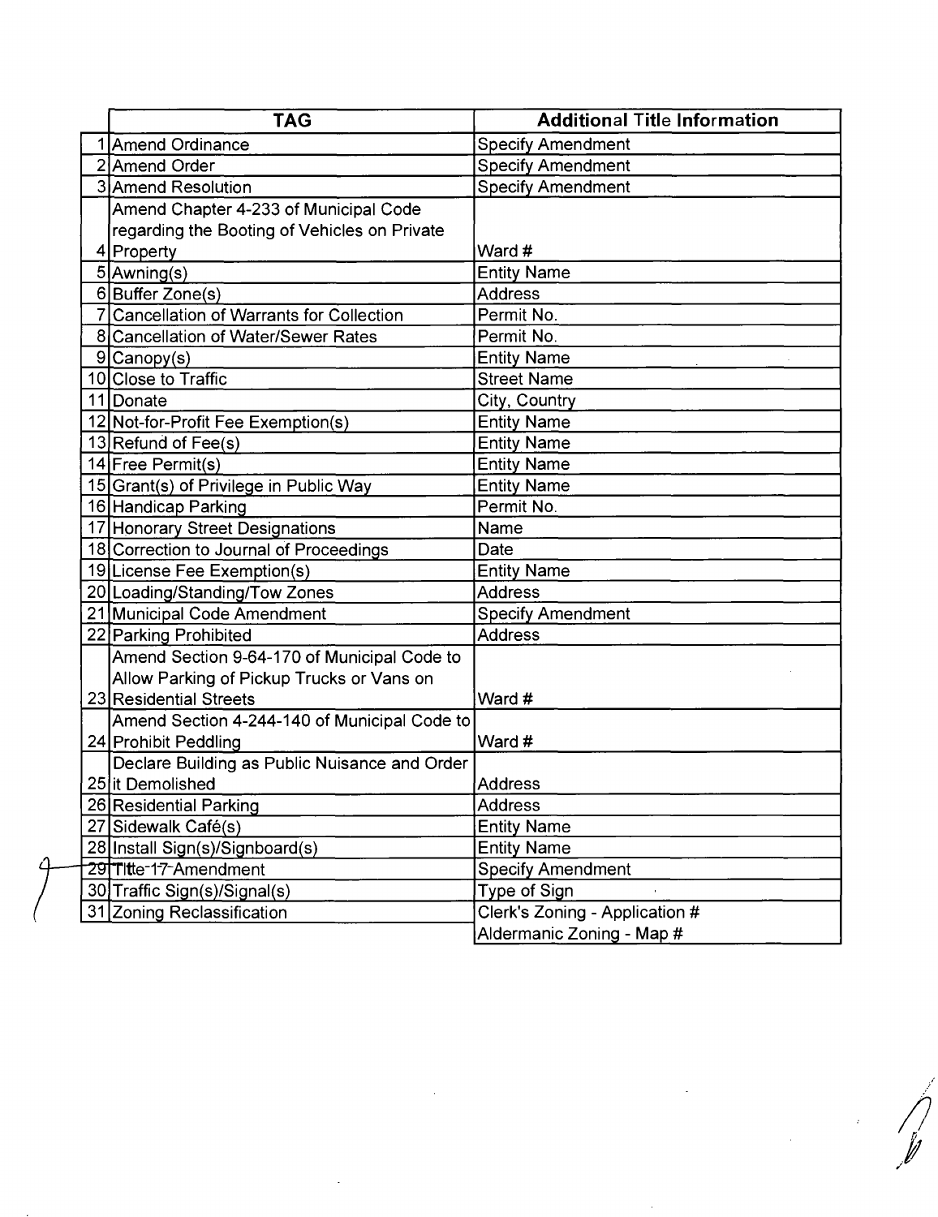| | TAG | Additional Title Information |
|---|---|---|
| 1 | Amend Ordinance | Specify Amendment |
| 2 | Amend Order | Specify Amendment |
| 3 | Amend Resolution | Specify Amendment |
| 4 | Amend Chapter 4-233 of Municipal Code regarding the Booting of Vehicles on Private Property | Ward # |
| 5 | Awning(s) | Entity Name |
| 6 | Buffer Zone(s) | Address |
| 7 | Cancellation of Warrants for Collection | Permit No. |
| 8 | Cancellation of Water/Sewer Rates | Permit No. |
| 9 | Canopy(s) | Entity Name |
| 10 | Close to Traffic | Street Name |
| 11 | Donate | City, Country |
| 12 | Not-for-Profit Fee Exemption(s) | Entity Name |
| 13 | Refund of Fee(s) | Entity Name |
| 14 | Free Permit(s) | Entity Name |
| 15 | Grant(s) of Privilege in Public Way | Entity Name |
| 16 | Handicap Parking | Permit No. |
| 17 | Honorary Street Designations | Name |
| 18 | Correction to Journal of Proceedings | Date |
| 19 | License Fee Exemption(s) | Entity Name |
| 20 | Loading/Standing/Tow Zones | Address |
| 21 | Municipal Code Amendment | Specify Amendment |
| 22 | Parking Prohibited | Address |
| 23 | Amend Section 9-64-170 of Municipal Code to Allow Parking of Pickup Trucks or Vans on Residential Streets | Ward # |
| 24 | Amend Section 4-244-140 of Municipal Code to Prohibit Peddling | Ward # |
| 25 | Declare Building as Public Nuisance and Order it Demolished | Address |
| 26 | Residential Parking | Address |
| 27 | Sidewalk Café(s) | Entity Name |
| 28 | Install Sign(s)/Signboard(s) | Entity Name |
| 29 | Title 17 Amendment | Specify Amendment |
| 30 | Traffic Sign(s)/Signal(s) | Type of Sign |
| 31 | Zoning Reclassification | Clerk's Zoning - Application # <br> Aldermanic Zoning - Map # |